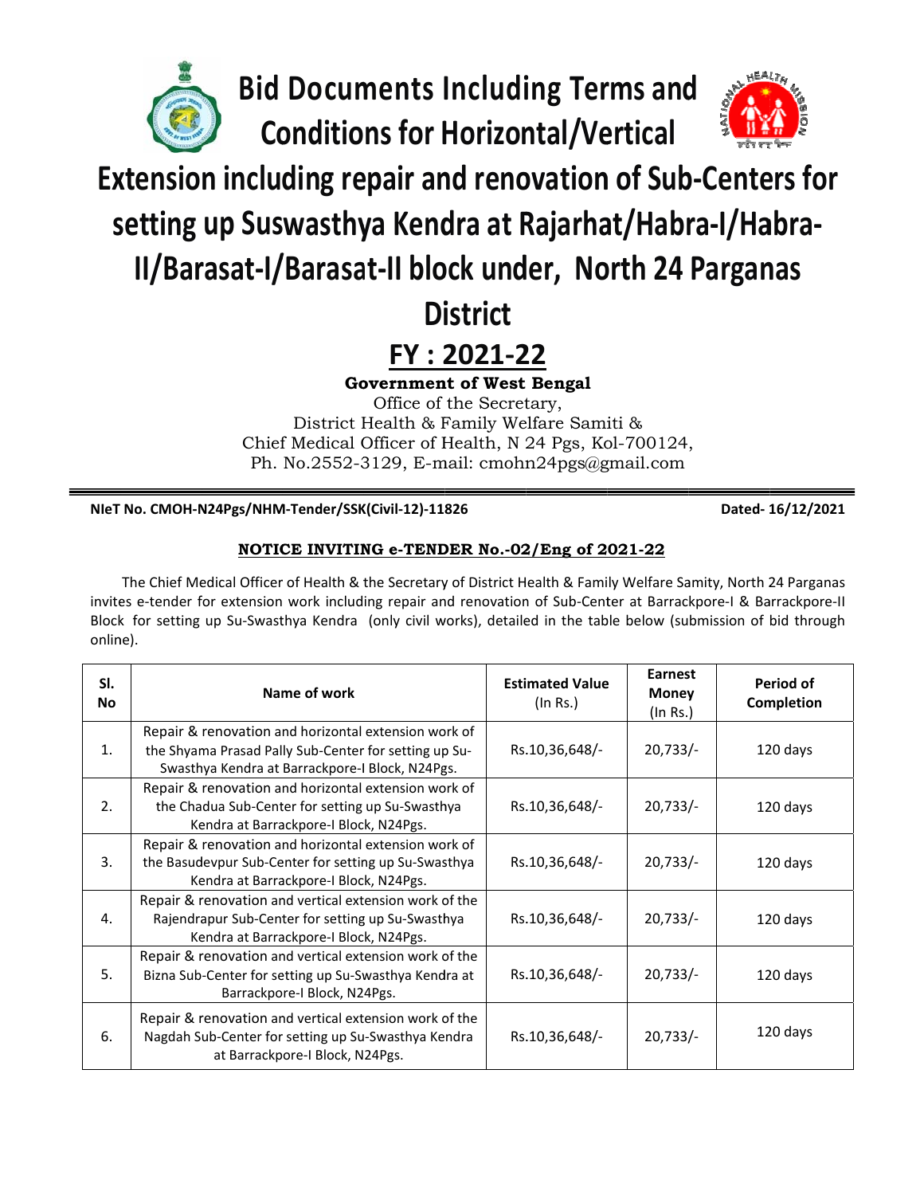# Bid Documents Including Terms and Conditions for Horizontal/Vertical Extension including repair and renovation of Sub-Centers for setting up Suswasthya Kendra at Rajarhat/Habra-I/Habra-II/Barasat-I/Barasat-II block under, North 24 Parganas District

## FY : 2021-22

**Government of West Bengal**
Office of the Secretary,
District Health & Family Welfare Samiti &
Chief Medical Officer of Health, N 24 Pgs, Kol-700124,
Ph. No.2552-3129, E-mail: cmohn24pgs@gmail.com

---

**NIeT No. CMOH-N24Pgs/NHM-Tender/SSK(Civil-12)-11826** **Dated- 16/12/2021**

### NOTICE INVITING e-TENDER No.-02/Eng of 2021-22

The Chief Medical Officer of Health & the Secretary of District Health & Family Welfare Samity, North 24 Parganas invites e-tender for extension work including repair and renovation of Sub-Center at Barrackpore-I & Barrackpore-II Block for setting up Su-Swasthya Kendra (only civil works), detailed in the table below (submission of bid through online).

| Sl. No | Name of work | Estimated Value (In Rs.) | Earnest Money (In Rs.) | Period of Completion |
|---|---|---|---|---|
| 1. | Repair & renovation and horizontal extension work of the Shyama Prasad Pally Sub-Center for setting up Su-Swasthya Kendra at Barrackpore-I Block, N24Pgs. | Rs.10,36,648/- | 20,733/- | 120 days |
| 2. | Repair & renovation and horizontal extension work of the Chadua Sub-Center for setting up Su-Swasthya Kendra at Barrackpore-I Block, N24Pgs. | Rs.10,36,648/- | 20,733/- | 120 days |
| 3. | Repair & renovation and horizontal extension work of the Basudevpur Sub-Center for setting up Su-Swasthya Kendra at Barrackpore-I Block, N24Pgs. | Rs.10,36,648/- | 20,733/- | 120 days |
| 4. | Repair & renovation and vertical extension work of the Rajendrapur Sub-Center for setting up Su-Swasthya Kendra at Barrackpore-I Block, N24Pgs. | Rs.10,36,648/- | 20,733/- | 120 days |
| 5. | Repair & renovation and vertical extension work of the Bizna Sub-Center for setting up Su-Swasthya Kendra at Barrackpore-I Block, N24Pgs. | Rs.10,36,648/- | 20,733/- | 120 days |
| 6. | Repair & renovation and vertical extension work of the Nagdah Sub-Center for setting up Su-Swasthya Kendra at Barrackpore-I Block, N24Pgs. | Rs.10,36,648/- | 20,733/- | 120 days |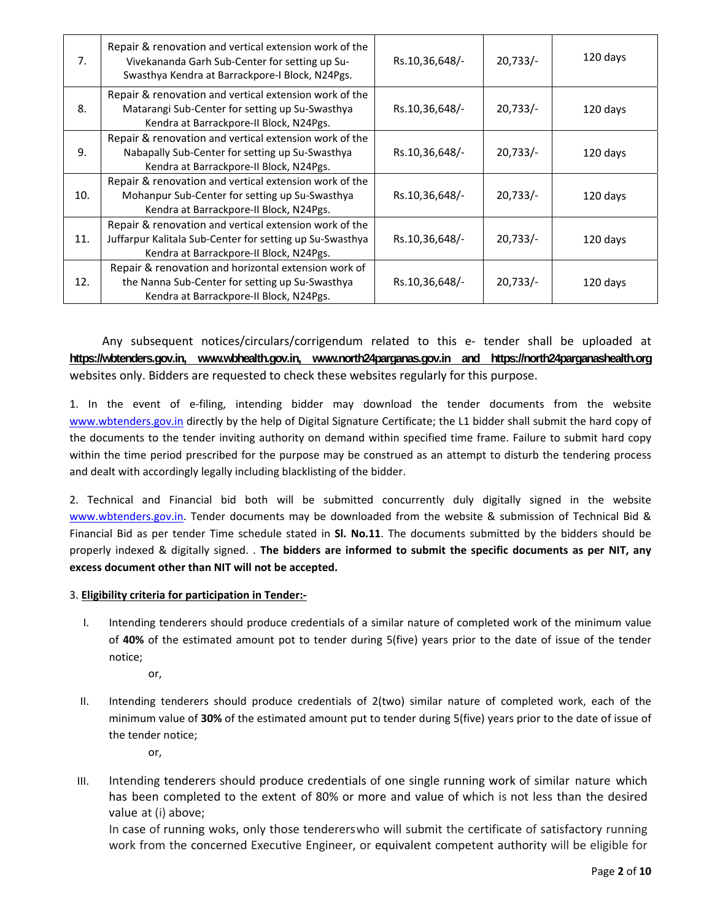| 7. | Repair & renovation and vertical extension work of the Vivekananda Garh Sub-Center for setting up Su-Swasthya Kendra at Barrackpore-I Block, N24Pgs. | Rs.10,36,648/- | 20,733/- | 120 days |
|---|---|---|---|---|
| 8. | Repair & renovation and vertical extension work of the Matarangi Sub-Center for setting up Su-Swasthya Kendra at Barrackpore-II Block, N24Pgs. | Rs.10,36,648/- | 20,733/- | 120 days |
| 9. | Repair & renovation and vertical extension work of the Nabapally Sub-Center for setting up Su-Swasthya Kendra at Barrackpore-II Block, N24Pgs. | Rs.10,36,648/- | 20,733/- | 120 days |
| 10. | Repair & renovation and vertical extension work of the Mohanpur Sub-Center for setting up Su-Swasthya Kendra at Barrackpore-II Block, N24Pgs. | Rs.10,36,648/- | 20,733/- | 120 days |
| 11. | Repair & renovation and vertical extension work of the Juffarpur Kalitala Sub-Center for setting up Su-Swasthya Kendra at Barrackpore-II Block, N24Pgs. | Rs.10,36,648/- | 20,733/- | 120 days |
| 12. | Repair & renovation and horizontal extension work of the Nanna Sub-Center for setting up Su-Swasthya Kendra at Barrackpore-II Block, N24Pgs. | Rs.10,36,648/- | 20,733/- | 120 days |

Any subsequent notices/circulars/corrigendum related to this e- tender shall be uploaded at **https://wbtenders.gov.in, www.wbhealth.gov.in, www.north24parganas.gov.in and https://north24parganashealth.org** websites only. Bidders are requested to check these websites regularly for this purpose.

1. In the event of e-filing, intending bidder may download the tender documents from the website www.wbtenders.gov.in directly by the help of Digital Signature Certificate; the L1 bidder shall submit the hard copy of the documents to the tender inviting authority on demand within specified time frame. Failure to submit hard copy within the time period prescribed for the purpose may be construed as an attempt to disturb the tendering process and dealt with accordingly legally including blacklisting of the bidder.

2. Technical and Financial bid both will be submitted concurrently duly digitally signed in the website www.wbtenders.gov.in. Tender documents may be downloaded from the website & submission of Technical Bid & Financial Bid as per tender Time schedule stated in **Sl. No.11**. The documents submitted by the bidders should be properly indexed & digitally signed. . **The bidders are informed to submit the specific documents as per NIT, any excess document other than NIT will not be accepted.**

3. **Eligibility criteria for participation in Tender:-**

I. Intending tenderers should produce credentials of a similar nature of completed work of the minimum value of **40%** of the estimated amount pot to tender during 5(five) years prior to the date of issue of the tender notice;

or,

II. Intending tenderers should produce credentials of 2(two) similar nature of completed work, each of the minimum value of **30%** of the estimated amount put to tender during 5(five) years prior to the date of issue of the tender notice;

or,

III. Intending tenderers should produce credentials of one single running work of similar nature which has been completed to the extent of 80% or more and value of which is not less than the desired value at (i) above;

In case of running woks, only those tenderers who will submit the certificate of satisfactory running work from the concerned Executive Engineer, or equivalent competent authority will be eligible for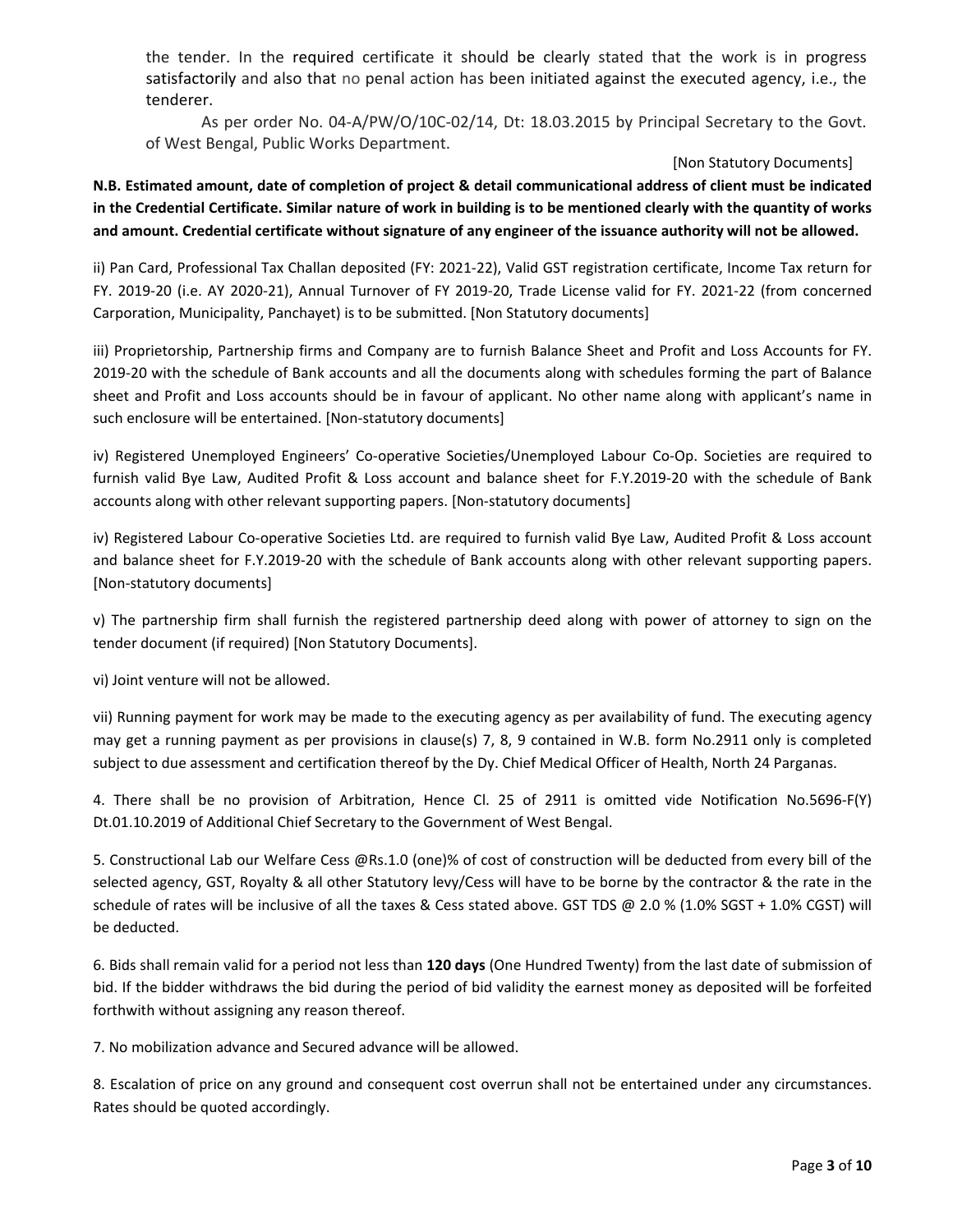the tender. In the required certificate it should be clearly stated that the work is in progress satisfactorily and also that no penal action has been initiated against the executed agency, i.e., the tenderer.

As per order No. 04-A/PW/O/10C-02/14, Dt: 18.03.2015 by Principal Secretary to the Govt. of West Bengal, Public Works Department.

[Non Statutory Documents]

**N.B. Estimated amount, date of completion of project & detail communicational address of client must be indicated in the Credential Certificate. Similar nature of work in building is to be mentioned clearly with the quantity of works and amount. Credential certificate without signature of any engineer of the issuance authority will not be allowed.**

ii) Pan Card, Professional Tax Challan deposited (FY: 2021-22), Valid GST registration certificate, Income Tax return for FY. 2019-20 (i.e. AY 2020-21), Annual Turnover of FY 2019-20, Trade License valid for FY. 2021-22 (from concerned Carporation, Municipality, Panchayet) is to be submitted. [Non Statutory documents]

iii) Proprietorship, Partnership firms and Company are to furnish Balance Sheet and Profit and Loss Accounts for FY. 2019-20 with the schedule of Bank accounts and all the documents along with schedules forming the part of Balance sheet and Profit and Loss accounts should be in favour of applicant. No other name along with applicant's name in such enclosure will be entertained. [Non-statutory documents]

iv) Registered Unemployed Engineers' Co-operative Societies/Unemployed Labour Co-Op. Societies are required to furnish valid Bye Law, Audited Profit & Loss account and balance sheet for F.Y.2019-20 with the schedule of Bank accounts along with other relevant supporting papers. [Non-statutory documents]

iv) Registered Labour Co-operative Societies Ltd. are required to furnish valid Bye Law, Audited Profit & Loss account and balance sheet for F.Y.2019-20 with the schedule of Bank accounts along with other relevant supporting papers. [Non-statutory documents]

v) The partnership firm shall furnish the registered partnership deed along with power of attorney to sign on the tender document (if required) [Non Statutory Documents].

vi) Joint venture will not be allowed.

vii) Running payment for work may be made to the executing agency as per availability of fund. The executing agency may get a running payment as per provisions in clause(s) 7, 8, 9 contained in W.B. form No.2911 only is completed subject to due assessment and certification thereof by the Dy. Chief Medical Officer of Health, North 24 Parganas.

4. There shall be no provision of Arbitration, Hence Cl. 25 of 2911 is omitted vide Notification No.5696-F(Y) Dt.01.10.2019 of Additional Chief Secretary to the Government of West Bengal.

5. Constructional Lab our Welfare Cess @Rs.1.0 (one)% of cost of construction will be deducted from every bill of the selected agency, GST, Royalty & all other Statutory levy/Cess will have to be borne by the contractor & the rate in the schedule of rates will be inclusive of all the taxes & Cess stated above. GST TDS @ 2.0 % (1.0% SGST + 1.0% CGST) will be deducted.

6. Bids shall remain valid for a period not less than **120 days** (One Hundred Twenty) from the last date of submission of bid. If the bidder withdraws the bid during the period of bid validity the earnest money as deposited will be forfeited forthwith without assigning any reason thereof.

7. No mobilization advance and Secured advance will be allowed.

8. Escalation of price on any ground and consequent cost overrun shall not be entertained under any circumstances. Rates should be quoted accordingly.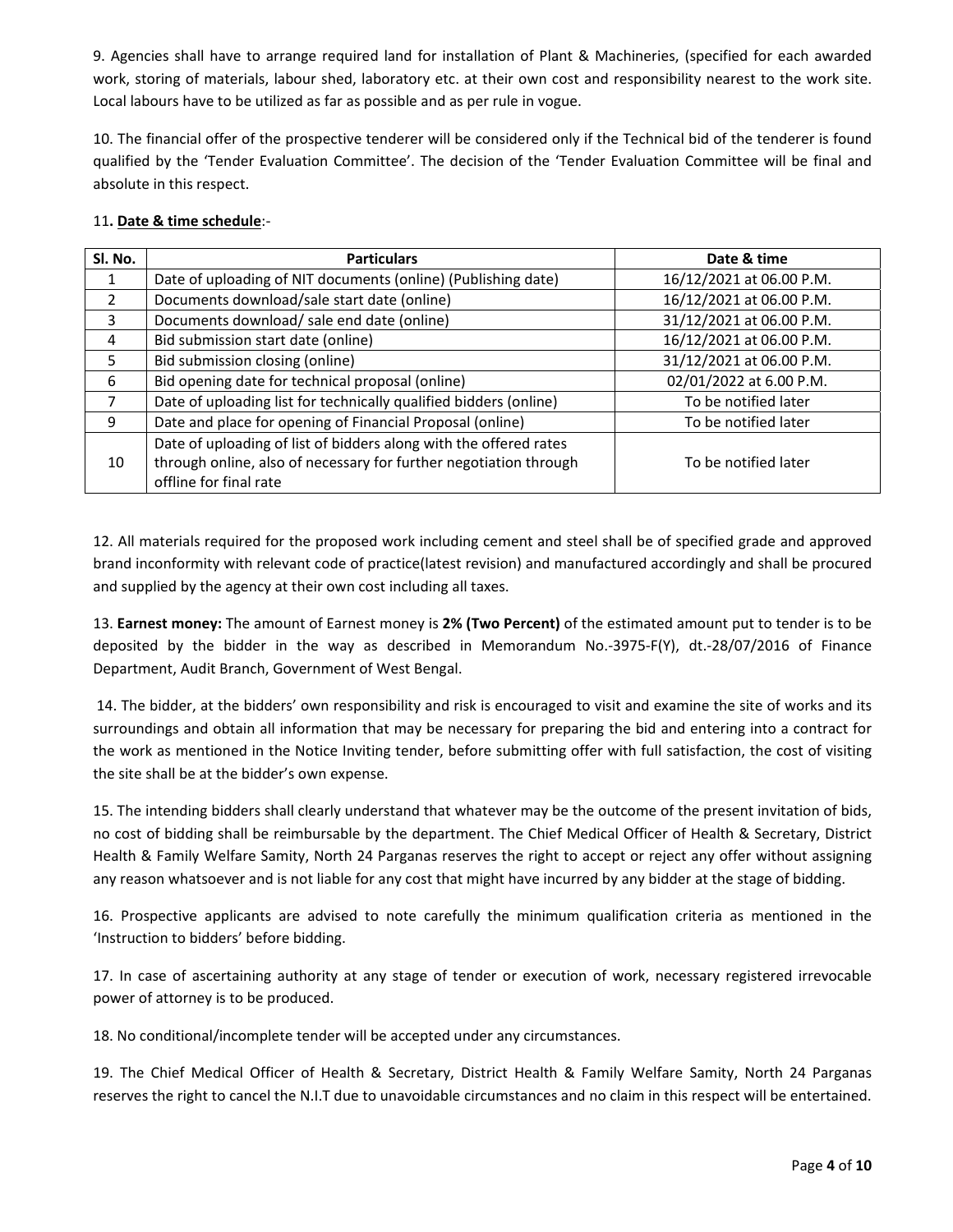9. Agencies shall have to arrange required land for installation of Plant & Machineries, (specified for each awarded work, storing of materials, labour shed, laboratory etc. at their own cost and responsibility nearest to the work site. Local labours have to be utilized as far as possible and as per rule in vogue.

10. The financial offer of the prospective tenderer will be considered only if the Technical bid of the tenderer is found qualified by the 'Tender Evaluation Committee'. The decision of the 'Tender Evaluation Committee will be final and absolute in this respect.

11**. <u>Date & time schedule</u>**:-

| Sl. No. | Particulars | Date & time |
|---|---|---|
| 1 | Date of uploading of NIT documents (online) (Publishing date) | 16/12/2021 at 06.00 P.M. |
| 2 | Documents download/sale start date (online) | 16/12/2021 at 06.00 P.M. |
| 3 | Documents download/ sale end date (online) | 31/12/2021 at 06.00 P.M. |
| 4 | Bid submission start date (online) | 16/12/2021 at 06.00 P.M. |
| 5 | Bid submission closing (online) | 31/12/2021 at 06.00 P.M. |
| 6 | Bid opening date for technical proposal (online) | 02/01/2022 at 6.00 P.M. |
| 7 | Date of uploading list for technically qualified bidders (online) | To be notified later |
| 9 | Date and place for opening of Financial Proposal (online) | To be notified later |
| 10 | Date of uploading of list of bidders along with the offered rates through online, also of necessary for further negotiation through offline for final rate | To be notified later |

12. All materials required for the proposed work including cement and steel shall be of specified grade and approved brand inconformity with relevant code of practice(latest revision) and manufactured accordingly and shall be procured and supplied by the agency at their own cost including all taxes.

13. **Earnest money:** The amount of Earnest money is **2% (Two Percent)** of the estimated amount put to tender is to be deposited by the bidder in the way as described in Memorandum No.-3975-F(Y), dt.-28/07/2016 of Finance Department, Audit Branch, Government of West Bengal.

14. The bidder, at the bidders' own responsibility and risk is encouraged to visit and examine the site of works and its surroundings and obtain all information that may be necessary for preparing the bid and entering into a contract for the work as mentioned in the Notice Inviting tender, before submitting offer with full satisfaction, the cost of visiting the site shall be at the bidder's own expense.

15. The intending bidders shall clearly understand that whatever may be the outcome of the present invitation of bids, no cost of bidding shall be reimbursable by the department. The Chief Medical Officer of Health & Secretary, District Health & Family Welfare Samity, North 24 Parganas reserves the right to accept or reject any offer without assigning any reason whatsoever and is not liable for any cost that might have incurred by any bidder at the stage of bidding.

16. Prospective applicants are advised to note carefully the minimum qualification criteria as mentioned in the 'Instruction to bidders' before bidding.

17. In case of ascertaining authority at any stage of tender or execution of work, necessary registered irrevocable power of attorney is to be produced.

18. No conditional/incomplete tender will be accepted under any circumstances.

19. The Chief Medical Officer of Health & Secretary, District Health & Family Welfare Samity, North 24 Parganas reserves the right to cancel the N.I.T due to unavoidable circumstances and no claim in this respect will be entertained.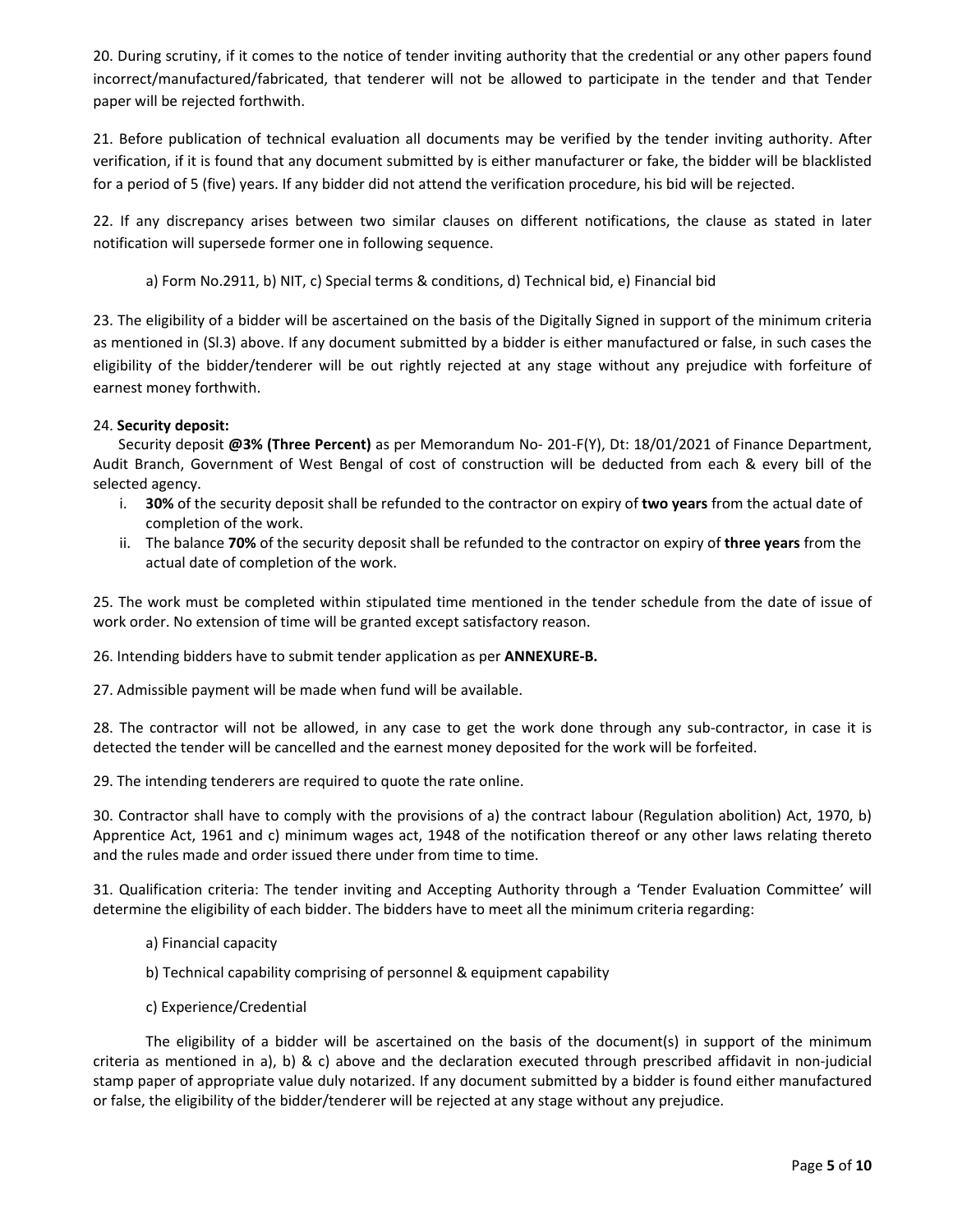20. During scrutiny, if it comes to the notice of tender inviting authority that the credential or any other papers found incorrect/manufactured/fabricated, that tenderer will not be allowed to participate in the tender and that Tender paper will be rejected forthwith.

21. Before publication of technical evaluation all documents may be verified by the tender inviting authority. After verification, if it is found that any document submitted by is either manufacturer or fake, the bidder will be blacklisted for a period of 5 (five) years. If any bidder did not attend the verification procedure, his bid will be rejected.

22. If any discrepancy arises between two similar clauses on different notifications, the clause as stated in later notification will supersede former one in following sequence.

a) Form No.2911, b) NIT, c) Special terms & conditions, d) Technical bid, e) Financial bid

23. The eligibility of a bidder will be ascertained on the basis of the Digitally Signed in support of the minimum criteria as mentioned in (Sl.3) above. If any document submitted by a bidder is either manufactured or false, in such cases the eligibility of the bidder/tenderer will be out rightly rejected at any stage without any prejudice with forfeiture of earnest money forthwith.

24. **Security deposit:**

Security deposit **@3% (Three Percent)** as per Memorandum No- 201-F(Y), Dt: 18/01/2021 of Finance Department, Audit Branch, Government of West Bengal of cost of construction will be deducted from each & every bill of the selected agency.

i. **30%** of the security deposit shall be refunded to the contractor on expiry of **two years** from the actual date of completion of the work.
ii. The balance **70%** of the security deposit shall be refunded to the contractor on expiry of **three years** from the actual date of completion of the work.

25. The work must be completed within stipulated time mentioned in the tender schedule from the date of issue of work order. No extension of time will be granted except satisfactory reason.

26. Intending bidders have to submit tender application as per **ANNEXURE-B.**

27. Admissible payment will be made when fund will be available.

28. The contractor will not be allowed, in any case to get the work done through any sub-contractor, in case it is detected the tender will be cancelled and the earnest money deposited for the work will be forfeited.

29. The intending tenderers are required to quote the rate online.

30. Contractor shall have to comply with the provisions of a) the contract labour (Regulation abolition) Act, 1970, b) Apprentice Act, 1961 and c) minimum wages act, 1948 of the notification thereof or any other laws relating thereto and the rules made and order issued there under from time to time.

31. Qualification criteria: The tender inviting and Accepting Authority through a 'Tender Evaluation Committee' will determine the eligibility of each bidder. The bidders have to meet all the minimum criteria regarding:

a) Financial capacity

b) Technical capability comprising of personnel & equipment capability

c) Experience/Credential

The eligibility of a bidder will be ascertained on the basis of the document(s) in support of the minimum criteria as mentioned in a), b) & c) above and the declaration executed through prescribed affidavit in non-judicial stamp paper of appropriate value duly notarized. If any document submitted by a bidder is found either manufactured or false, the eligibility of the bidder/tenderer will be rejected at any stage without any prejudice.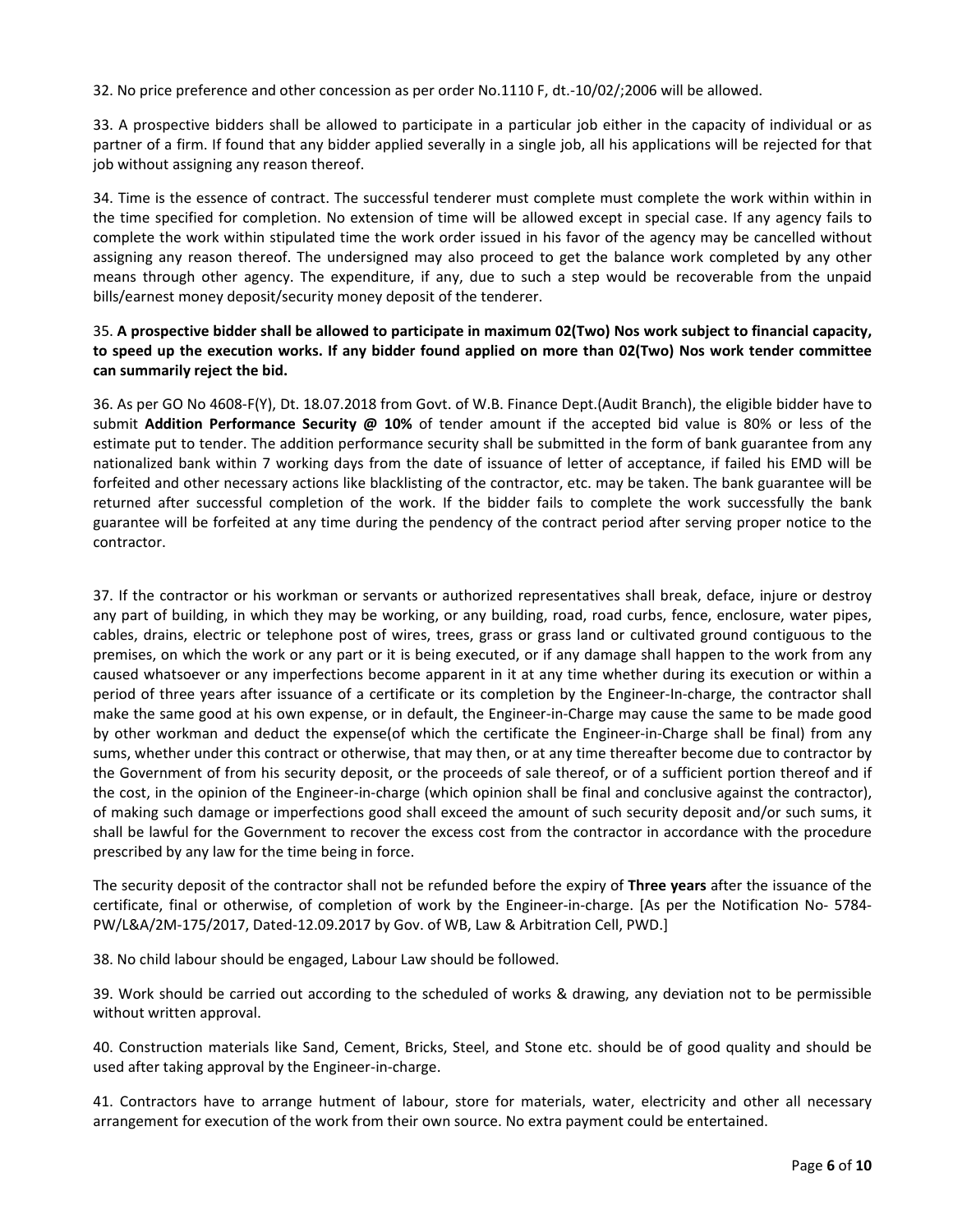32. No price preference and other concession as per order No.1110 F, dt.-10/02/;2006 will be allowed.

33. A prospective bidders shall be allowed to participate in a particular job either in the capacity of individual or as partner of a firm. If found that any bidder applied severally in a single job, all his applications will be rejected for that job without assigning any reason thereof.

34. Time is the essence of contract. The successful tenderer must complete must complete the work within within in the time specified for completion. No extension of time will be allowed except in special case. If any agency fails to complete the work within stipulated time the work order issued in his favor of the agency may be cancelled without assigning any reason thereof. The undersigned may also proceed to get the balance work completed by any other means through other agency. The expenditure, if any, due to such a step would be recoverable from the unpaid bills/earnest money deposit/security money deposit of the tenderer.

35. **A prospective bidder shall be allowed to participate in maximum 02(Two) Nos work subject to financial capacity, to speed up the execution works. If any bidder found applied on more than 02(Two) Nos work tender committee can summarily reject the bid.**

36. As per GO No 4608-F(Y), Dt. 18.07.2018 from Govt. of W.B. Finance Dept.(Audit Branch), the eligible bidder have to submit **Addition Performance Security @ 10%** of tender amount if the accepted bid value is 80% or less of the estimate put to tender. The addition performance security shall be submitted in the form of bank guarantee from any nationalized bank within 7 working days from the date of issuance of letter of acceptance, if failed his EMD will be forfeited and other necessary actions like blacklisting of the contractor, etc. may be taken. The bank guarantee will be returned after successful completion of the work. If the bidder fails to complete the work successfully the bank guarantee will be forfeited at any time during the pendency of the contract period after serving proper notice to the contractor.

37. If the contractor or his workman or servants or authorized representatives shall break, deface, injure or destroy any part of building, in which they may be working, or any building, road, road curbs, fence, enclosure, water pipes, cables, drains, electric or telephone post of wires, trees, grass or grass land or cultivated ground contiguous to the premises, on which the work or any part or it is being executed, or if any damage shall happen to the work from any caused whatsoever or any imperfections become apparent in it at any time whether during its execution or within a period of three years after issuance of a certificate or its completion by the Engineer-In-charge, the contractor shall make the same good at his own expense, or in default, the Engineer-in-Charge may cause the same to be made good by other workman and deduct the expense(of which the certificate the Engineer-in-Charge shall be final) from any sums, whether under this contract or otherwise, that may then, or at any time thereafter become due to contractor by the Government of from his security deposit, or the proceeds of sale thereof, or of a sufficient portion thereof and if the cost, in the opinion of the Engineer-in-charge (which opinion shall be final and conclusive against the contractor), of making such damage or imperfections good shall exceed the amount of such security deposit and/or such sums, it shall be lawful for the Government to recover the excess cost from the contractor in accordance with the procedure prescribed by any law for the time being in force.

The security deposit of the contractor shall not be refunded before the expiry of **Three years** after the issuance of the certificate, final or otherwise, of completion of work by the Engineer-in-charge. [As per the Notification No- 5784-PW/L&A/2M-175/2017, Dated-12.09.2017 by Gov. of WB, Law & Arbitration Cell, PWD.]

38. No child labour should be engaged, Labour Law should be followed.

39. Work should be carried out according to the scheduled of works & drawing, any deviation not to be permissible without written approval.

40. Construction materials like Sand, Cement, Bricks, Steel, and Stone etc. should be of good quality and should be used after taking approval by the Engineer-in-charge.

41. Contractors have to arrange hutment of labour, store for materials, water, electricity and other all necessary arrangement for execution of the work from their own source. No extra payment could be entertained.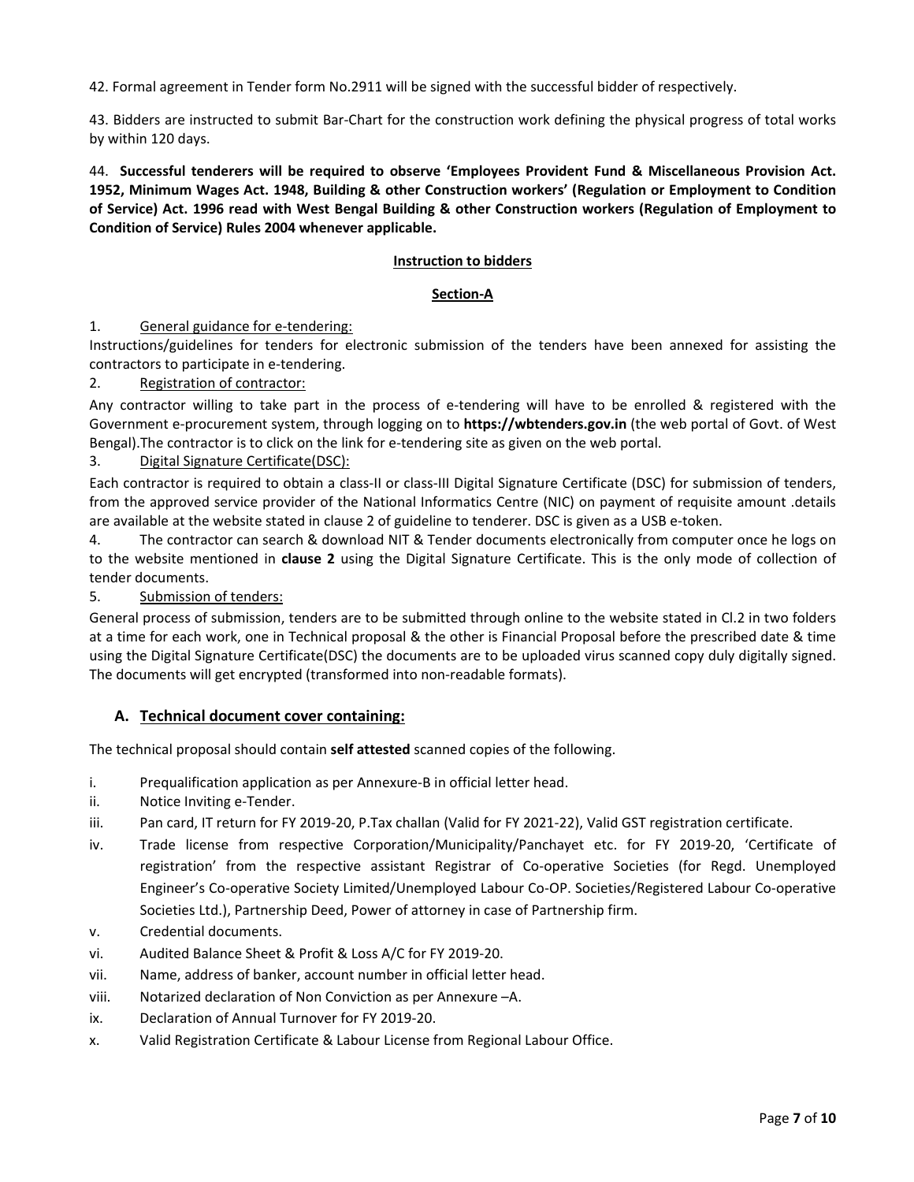42. Formal agreement in Tender form No.2911 will be signed with the successful bidder of respectively.

43. Bidders are instructed to submit Bar-Chart for the construction work defining the physical progress of total works by within 120 days.

44. **Successful tenderers will be required to observe 'Employees Provident Fund & Miscellaneous Provision Act. 1952, Minimum Wages Act. 1948, Building & other Construction workers' (Regulation or Employment to Condition of Service) Act. 1996 read with West Bengal Building & other Construction workers (Regulation of Employment to Condition of Service) Rules 2004 whenever applicable.**

## Instruction to bidders

### Section-A

1. General guidance for e-tendering:

Instructions/guidelines for tenders for electronic submission of the tenders have been annexed for assisting the contractors to participate in e-tendering.

2. Registration of contractor:

Any contractor willing to take part in the process of e-tendering will have to be enrolled & registered with the Government e-procurement system, through logging on to **https://wbtenders.gov.in** (the web portal of Govt. of West Bengal).The contractor is to click on the link for e-tendering site as given on the web portal.

3. Digital Signature Certificate(DSC):

Each contractor is required to obtain a class-II or class-III Digital Signature Certificate (DSC) for submission of tenders, from the approved service provider of the National Informatics Centre (NIC) on payment of requisite amount .details are available at the website stated in clause 2 of guideline to tenderer. DSC is given as a USB e-token.

4. The contractor can search & download NIT & Tender documents electronically from computer once he logs on to the website mentioned in **clause 2** using the Digital Signature Certificate. This is the only mode of collection of tender documents.

5. Submission of tenders:

General process of submission, tenders are to be submitted through online to the website stated in Cl.2 in two folders at a time for each work, one in Technical proposal & the other is Financial Proposal before the prescribed date & time using the Digital Signature Certificate(DSC) the documents are to be uploaded virus scanned copy duly digitally signed. The documents will get encrypted (transformed into non-readable formats).

### A. Technical document cover containing:

The technical proposal should contain **self attested** scanned copies of the following.

- i. Prequalification application as per Annexure-B in official letter head.
- ii. Notice Inviting e-Tender.
- iii. Pan card, IT return for FY 2019-20, P.Tax challan (Valid for FY 2021-22), Valid GST registration certificate.
- iv. Trade license from respective Corporation/Municipality/Panchayet etc. for FY 2019-20, 'Certificate of registration' from the respective assistant Registrar of Co-operative Societies (for Regd. Unemployed Engineer's Co-operative Society Limited/Unemployed Labour Co-OP. Societies/Registered Labour Co-operative Societies Ltd.), Partnership Deed, Power of attorney in case of Partnership firm.
- v. Credential documents.
- vi. Audited Balance Sheet & Profit & Loss A/C for FY 2019-20.
- vii. Name, address of banker, account number in official letter head.
- viii. Notarized declaration of Non Conviction as per Annexure –A.
- ix. Declaration of Annual Turnover for FY 2019-20.
- x. Valid Registration Certificate & Labour License from Regional Labour Office.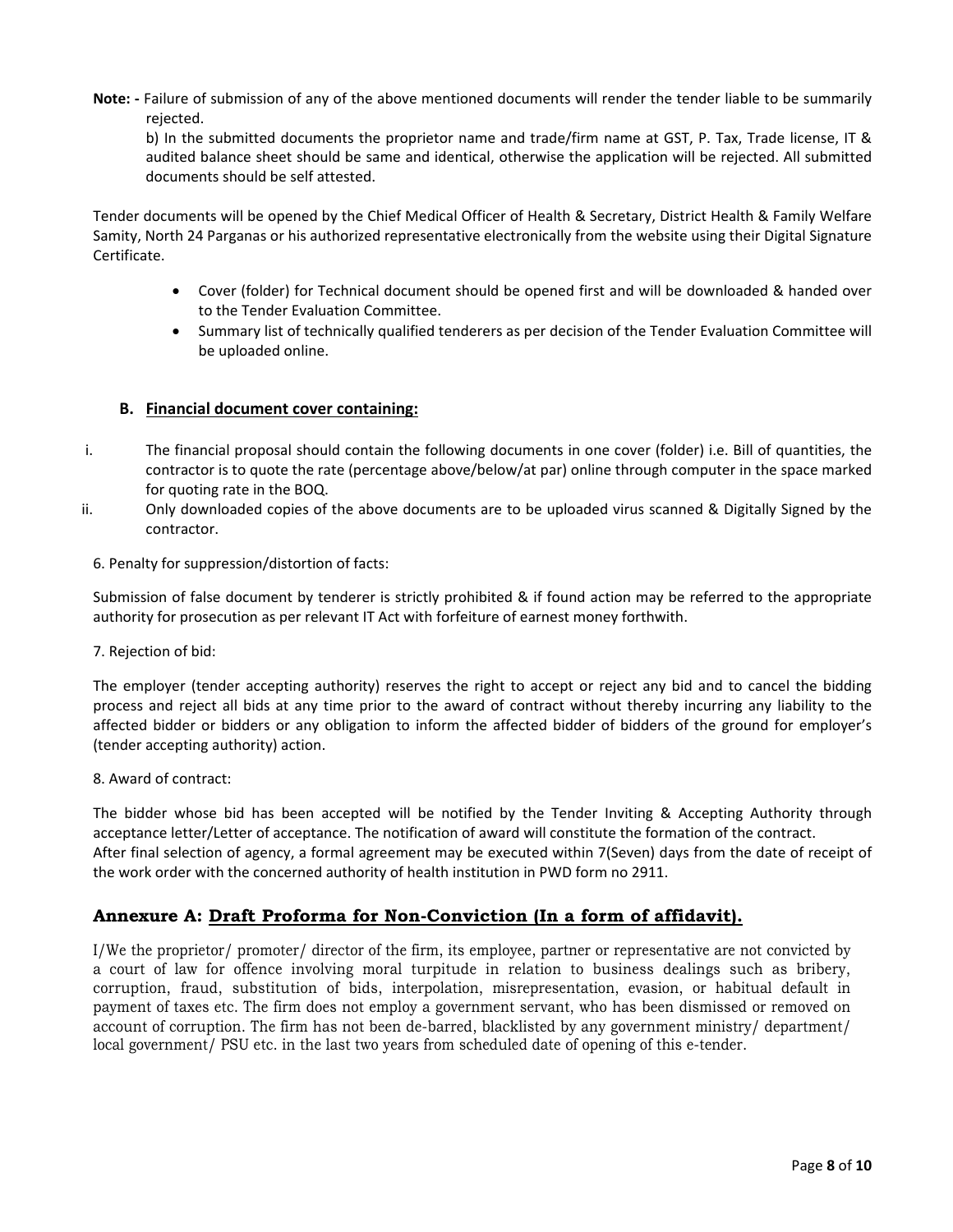**Note: -** Failure of submission of any of the above mentioned documents will render the tender liable to be summarily rejected.

b) In the submitted documents the proprietor name and trade/firm name at GST, P. Tax, Trade license, IT & audited balance sheet should be same and identical, otherwise the application will be rejected. All submitted documents should be self attested.

Tender documents will be opened by the Chief Medical Officer of Health & Secretary, District Health & Family Welfare Samity, North 24 Parganas or his authorized representative electronically from the website using their Digital Signature Certificate.

- Cover (folder) for Technical document should be opened first and will be downloaded & handed over to the Tender Evaluation Committee.
- Summary list of technically qualified tenderers as per decision of the Tender Evaluation Committee will be uploaded online.

### B. Financial document cover containing:

i. The financial proposal should contain the following documents in one cover (folder) i.e. Bill of quantities, the contractor is to quote the rate (percentage above/below/at par) online through computer in the space marked for quoting rate in the BOQ.

ii. Only downloaded copies of the above documents are to be uploaded virus scanned & Digitally Signed by the contractor.

6. Penalty for suppression/distortion of facts:

Submission of false document by tenderer is strictly prohibited & if found action may be referred to the appropriate authority for prosecution as per relevant IT Act with forfeiture of earnest money forthwith.

7. Rejection of bid:

The employer (tender accepting authority) reserves the right to accept or reject any bid and to cancel the bidding process and reject all bids at any time prior to the award of contract without thereby incurring any liability to the affected bidder or bidders or any obligation to inform the affected bidder of bidders of the ground for employer's (tender accepting authority) action.

8. Award of contract:

The bidder whose bid has been accepted will be notified by the Tender Inviting & Accepting Authority through acceptance letter/Letter of acceptance. The notification of award will constitute the formation of the contract.
After final selection of agency, a formal agreement may be executed within 7(Seven) days from the date of receipt of the work order with the concerned authority of health institution in PWD form no 2911.

## Annexure A: Draft Proforma for Non-Conviction (In a form of affidavit).

I/We the proprietor/ promoter/ director of the firm, its employee, partner or representative are not convicted by a court of law for offence involving moral turpitude in relation to business dealings such as bribery, corruption, fraud, substitution of bids, interpolation, misrepresentation, evasion, or habitual default in payment of taxes etc. The firm does not employ a government servant, who has been dismissed or removed on account of corruption. The firm has not been de-barred, blacklisted by any government ministry/ department/ local government/ PSU etc. in the last two years from scheduled date of opening of this e-tender.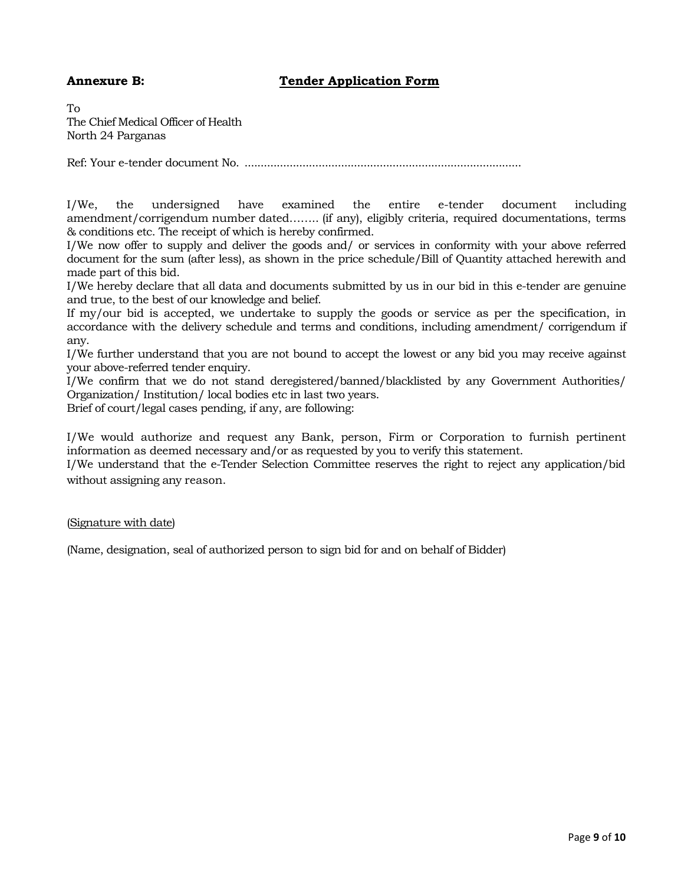**Annexure B:** **Tender Application Form**

To
The Chief Medical Officer of Health
North 24 Parganas

Ref: Your e-tender document No. .......................................................................................

I/We, the undersigned have examined the entire e-tender document including amendment/corrigendum number dated…….. (if any), eligibly criteria, required documentations, terms & conditions etc. The receipt of which is hereby confirmed.

I/We now offer to supply and deliver the goods and/ or services in conformity with your above referred document for the sum (after less), as shown in the price schedule/Bill of Quantity attached herewith and made part of this bid.

I/We hereby declare that all data and documents submitted by us in our bid in this e-tender are genuine and true, to the best of our knowledge and belief.

If my/our bid is accepted, we undertake to supply the goods or service as per the specification, in accordance with the delivery schedule and terms and conditions, including amendment/ corrigendum if any.

I/We further understand that you are not bound to accept the lowest or any bid you may receive against your above-referred tender enquiry.

I/We confirm that we do not stand deregistered/banned/blacklisted by any Government Authorities/ Organization/ Institution/ local bodies etc in last two years.

Brief of court/legal cases pending, if any, are following:

I/We would authorize and request any Bank, person, Firm or Corporation to furnish pertinent information as deemed necessary and/or as requested by you to verify this statement.

I/We understand that the e-Tender Selection Committee reserves the right to reject any application/bid without assigning any reason.

(Signature with date)

(Name, designation, seal of authorized person to sign bid for and on behalf of Bidder)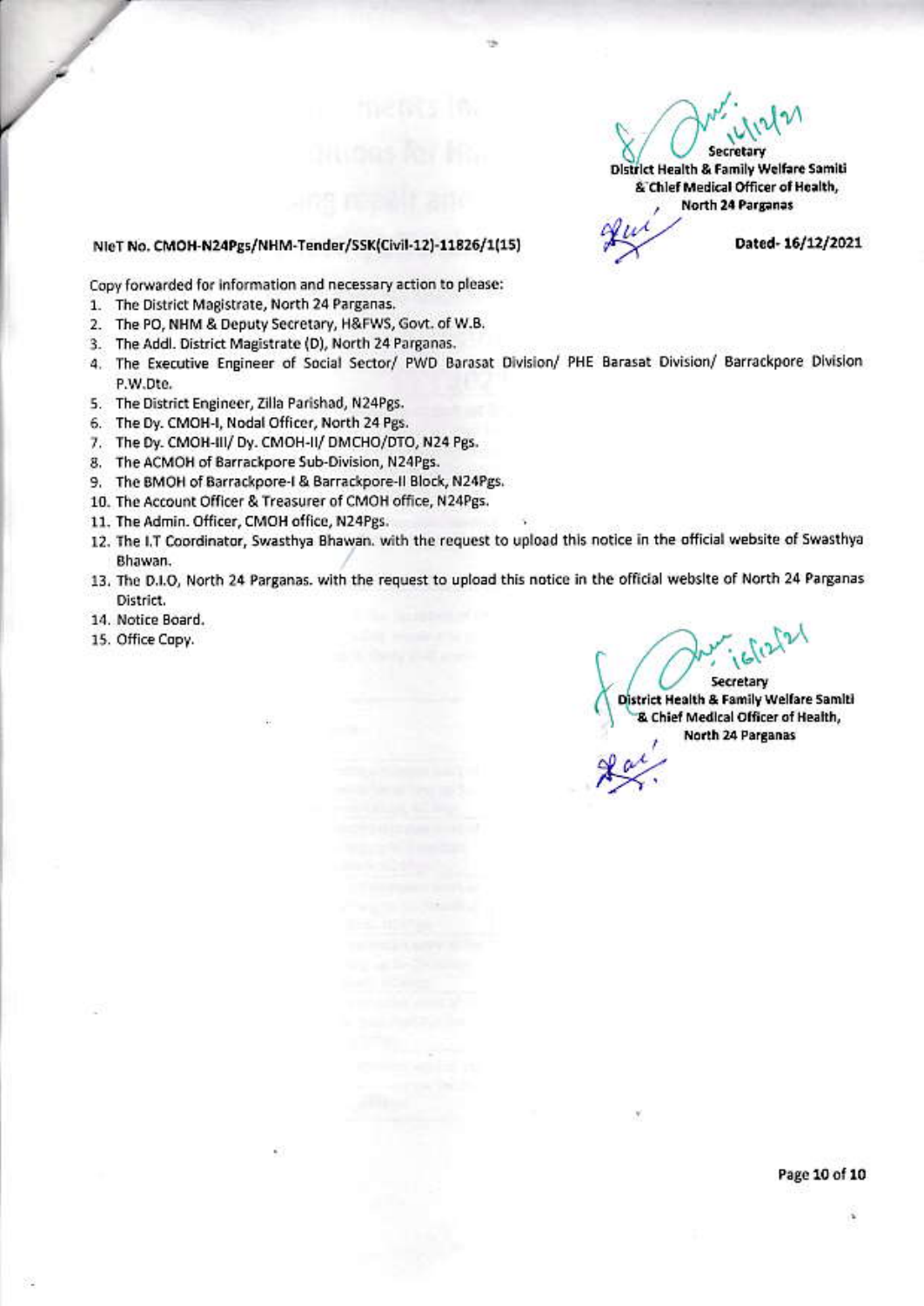Secretary
District Health & Family Welfare Samiti
& Chief Medical Officer of Health,
North 24 Parganas

NIeT No. CMOH-N24Pgs/NHM-Tender/SSK(Civil-12)-11826/1(15) Dated- 16/12/2021

Copy forwarded for information and necessary action to please:

1. The District Magistrate, North 24 Parganas.
2. The PO, NHM & Deputy Secretary, H&FWS, Govt. of W.B.
3. The Addl. District Magistrate (D), North 24 Parganas.
4. The Executive Engineer of Social Sector/ PWD Barasat Division/ PHE Barasat Division/ Barrackpore Division P.W.Dte.
5. The District Engineer, Zilla Parishad, N24Pgs.
6. The Dy. CMOH-I, Nodal Officer, North 24 Pgs.
7. The Dy. CMOH-III/ Dy. CMOH-II/ DMCHO/DTO, N24 Pgs.
8. The ACMOH of Barrackpore Sub-Division, N24Pgs.
9. The BMOH of Barrackpore-I & Barrackpore-II Block, N24Pgs.
10. The Account Officer & Treasurer of CMOH office, N24Pgs.
11. The Admin. Officer, CMOH office, N24Pgs.
12. The I.T Coordinator, Swasthya Bhawan. with the request to upload this notice in the official website of Swasthya Bhawan.
13. The D.I.O, North 24 Parganas. with the request to upload this notice in the official website of North 24 Parganas District.
14. Notice Board.
15. Office Copy.

Secretary
District Health & Family Welfare Samiti
& Chief Medical Officer of Health,
North 24 Parganas